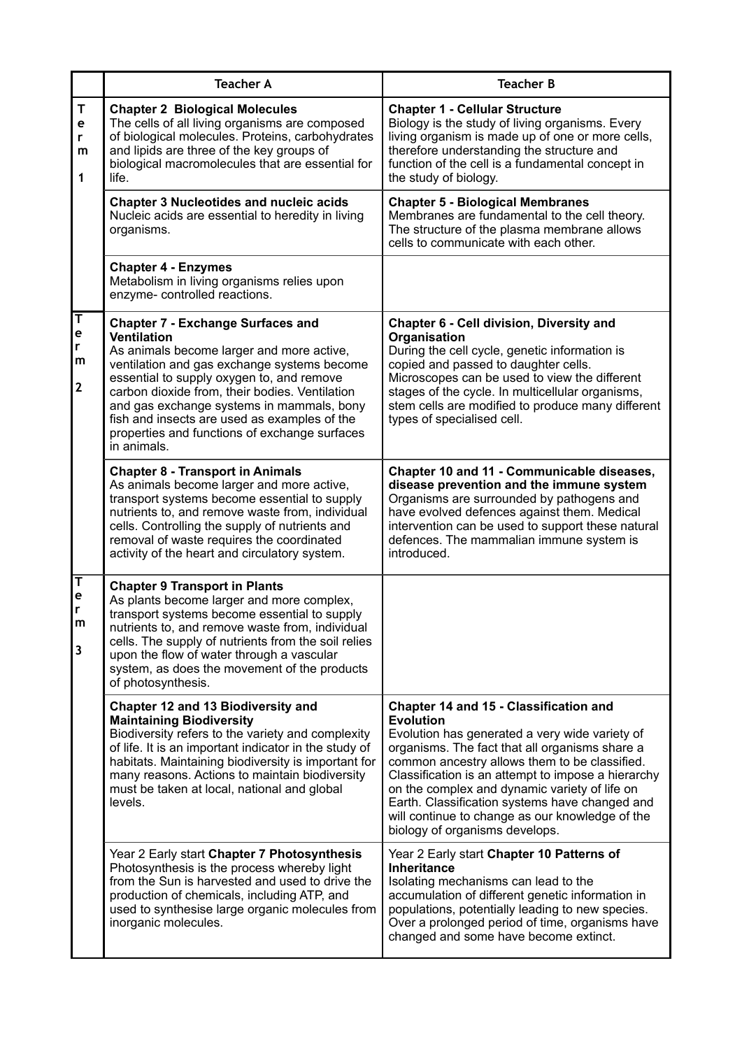| | Teacher A | Teacher B |
|---|---|---|
| Term 1 | **Chapter 2 Biological Molecules**<br>The cells of all living organisms are composed of biological molecules. Proteins, carbohydrates and lipids are three of the key groups of biological macromolecules that are essential for life. | **Chapter 1 - Cellular Structure**<br>Biology is the study of living organisms. Every living organism is made up of one or more cells, therefore understanding the structure and function of the cell is a fundamental concept in the study of biology. |
| | **Chapter 3 Nucleotides and nucleic acids**<br>Nucleic acids are essential to heredity in living organisms. | **Chapter 5 - Biological Membranes**<br>Membranes are fundamental to the cell theory. The structure of the plasma membrane allows cells to communicate with each other. |
| | **Chapter 4 - Enzymes**<br>Metabolism in living organisms relies upon enzyme- controlled reactions. | |
| Term 2 | **Chapter 7 - Exchange Surfaces and Ventilation**<br>As animals become larger and more active, ventilation and gas exchange systems become essential to supply oxygen to, and remove carbon dioxide from, their bodies. Ventilation and gas exchange systems in mammals, bony fish and insects are used as examples of the properties and functions of exchange surfaces in animals. | **Chapter 6 - Cell division, Diversity and Organisation**<br>During the cell cycle, genetic information is copied and passed to daughter cells. Microscopes can be used to view the different stages of the cycle. In multicellular organisms, stem cells are modified to produce many different types of specialised cell. |
| | **Chapter 8 - Transport in Animals**<br>As animals become larger and more active, transport systems become essential to supply nutrients to, and remove waste from, individual cells. Controlling the supply of nutrients and removal of waste requires the coordinated activity of the heart and circulatory system. | **Chapter 10 and 11 - Communicable diseases, disease prevention and the immune system**<br>Organisms are surrounded by pathogens and have evolved defences against them. Medical intervention can be used to support these natural defences. The mammalian immune system is introduced. |
| Term 3 | **Chapter 9 Transport in Plants**<br>As plants become larger and more complex, transport systems become essential to supply nutrients to, and remove waste from, individual cells. The supply of nutrients from the soil relies upon the flow of water through a vascular system, as does the movement of the products of photosynthesis. | |
| | **Chapter 12 and 13 Biodiversity and Maintaining Biodiversity**<br>Biodiversity refers to the variety and complexity of life. It is an important indicator in the study of habitats. Maintaining biodiversity is important for many reasons. Actions to maintain biodiversity must be taken at local, national and global levels. | **Chapter 14 and 15 - Classification and Evolution**<br>Evolution has generated a very wide variety of organisms. The fact that all organisms share a common ancestry allows them to be classified. Classification is an attempt to impose a hierarchy on the complex and dynamic variety of life on Earth. Classification systems have changed and will continue to change as our knowledge of the biology of organisms develops. |
| | Year 2 Early start **Chapter 7 Photosynthesis**<br>Photosynthesis is the process whereby light from the Sun is harvested and used to drive the production of chemicals, including ATP, and used to synthesise large organic molecules from inorganic molecules. | Year 2 Early start **Chapter 10 Patterns of Inheritance**<br>Isolating mechanisms can lead to the accumulation of different genetic information in populations, potentially leading to new species. Over a prolonged period of time, organisms have changed and some have become extinct. |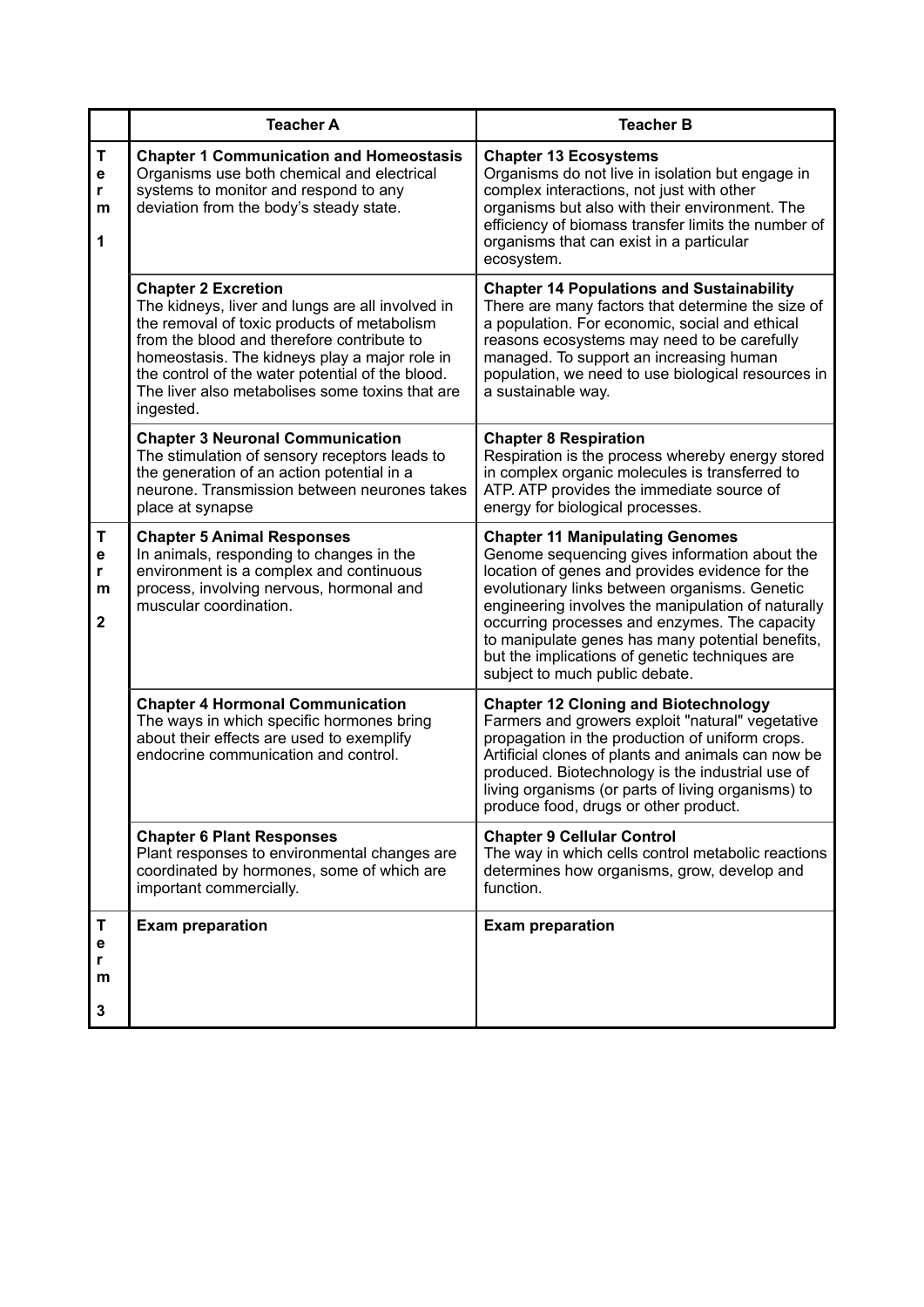| | Teacher A | Teacher B |
|---|---|---|
| Term 1 | **Chapter 1 Communication and Homeostasis** Organisms use both chemical and electrical systems to monitor and respond to any deviation from the body's steady state. | **Chapter 13 Ecosystems** Organisms do not live in isolation but engage in complex interactions, not just with other organisms but also with their environment. The efficiency of biomass transfer limits the number of organisms that can exist in a particular ecosystem. |
| | **Chapter 2 Excretion** The kidneys, liver and lungs are all involved in the removal of toxic products of metabolism from the blood and therefore contribute to homeostasis. The kidneys play a major role in the control of the water potential of the blood. The liver also metabolises some toxins that are ingested. | **Chapter 14 Populations and Sustainability** There are many factors that determine the size of a population. For economic, social and ethical reasons ecosystems may need to be carefully managed. To support an increasing human population, we need to use biological resources in a sustainable way. |
| | **Chapter 3 Neuronal Communication** The stimulation of sensory receptors leads to the generation of an action potential in a neurone. Transmission between neurones takes place at synapse | **Chapter 8 Respiration** Respiration is the process whereby energy stored in complex organic molecules is transferred to ATP. ATP provides the immediate source of energy for biological processes. |
| Term 2 | **Chapter 5 Animal Responses** In animals, responding to changes in the environment is a complex and continuous process, involving nervous, hormonal and muscular coordination. | **Chapter 11 Manipulating Genomes** Genome sequencing gives information about the location of genes and provides evidence for the evolutionary links between organisms. Genetic engineering involves the manipulation of naturally occurring processes and enzymes. The capacity to manipulate genes has many potential benefits, but the implications of genetic techniques are subject to much public debate. |
| | **Chapter 4 Hormonal Communication** The ways in which specific hormones bring about their effects are used to exemplify endocrine communication and control. | **Chapter 12 Cloning and Biotechnology** Farmers and growers exploit "natural" vegetative propagation in the production of uniform crops. Artificial clones of plants and animals can now be produced. Biotechnology is the industrial use of living organisms (or parts of living organisms) to produce food, drugs or other product. |
| | **Chapter 6 Plant Responses** Plant responses to environmental changes are coordinated by hormones, some of which are important commercially. | **Chapter 9 Cellular Control** The way in which cells control metabolic reactions determines how organisms, grow, develop and function. |
| Term 3 | **Exam preparation** | **Exam preparation** |